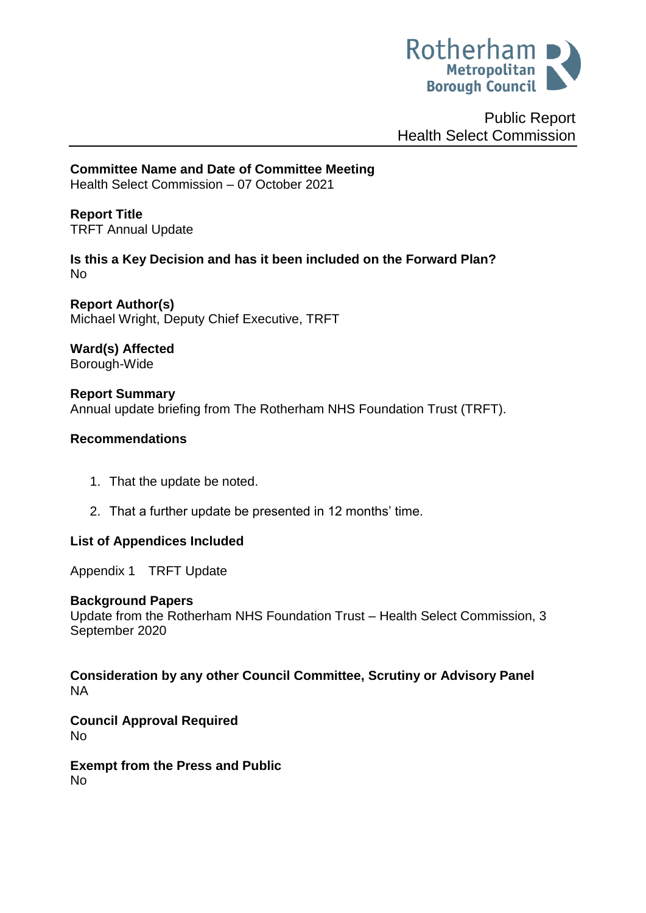Rotherham Metropolitan Borough Council

Public Report
Health Select Commission

**Committee Name and Date of Committee Meeting**
Health Select Commission – 07 October 2021

**Report Title**
TRFT Annual Update

**Is this a Key Decision and has it been included on the Forward Plan?**
No

**Report Author(s)**
Michael Wright, Deputy Chief Executive, TRFT

**Ward(s) Affected**
Borough-Wide

**Report Summary**
Annual update briefing from The Rotherham NHS Foundation Trust (TRFT).

**Recommendations**

1. That the update be noted.
2. That a further update be presented in 12 months' time.

**List of Appendices Included**

Appendix 1 TRFT Update

**Background Papers**
Update from the Rotherham NHS Foundation Trust – Health Select Commission, 3 September 2020

**Consideration by any other Council Committee, Scrutiny or Advisory Panel**
NA

**Council Approval Required**
No

**Exempt from the Press and Public**
No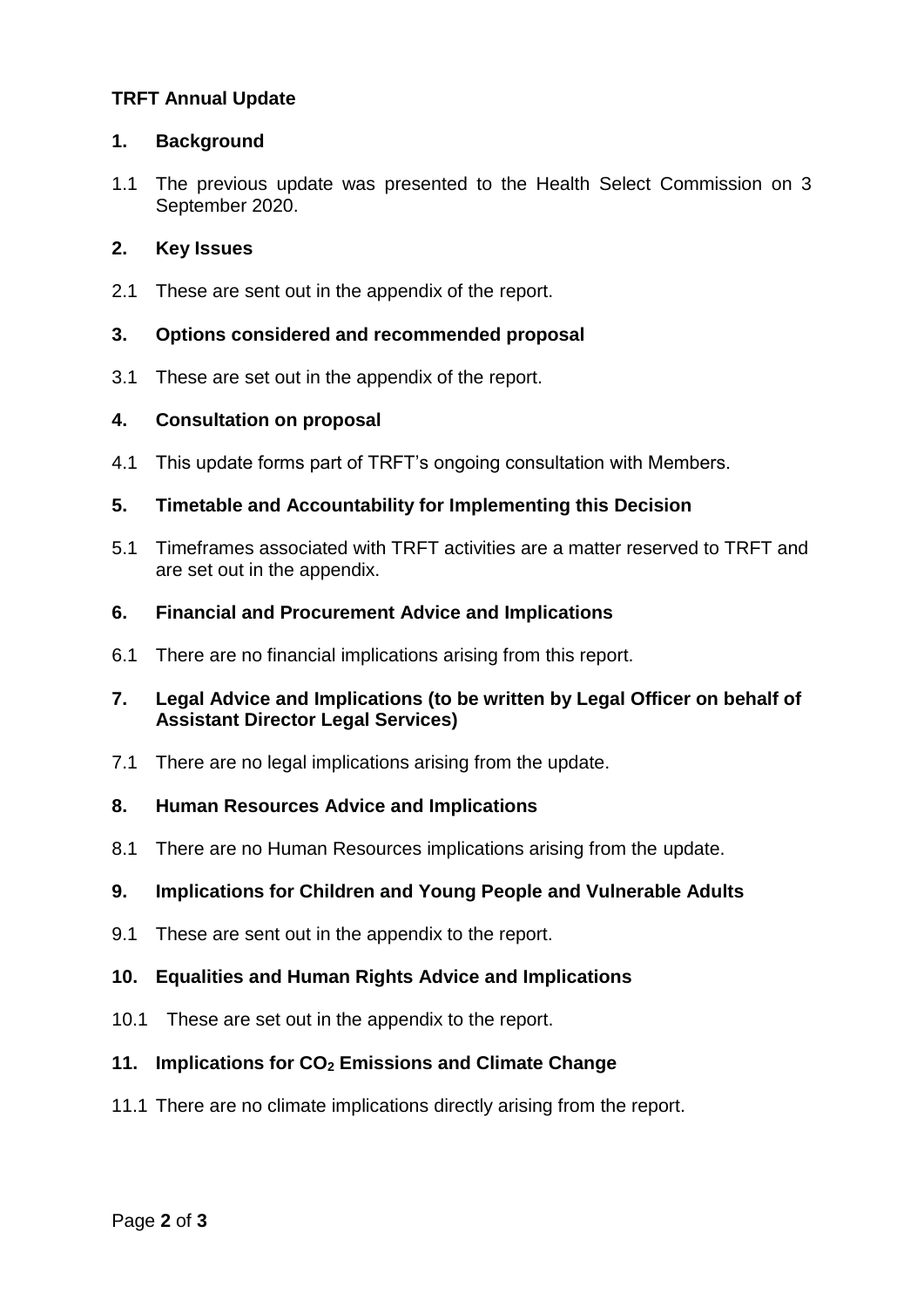**TRFT Annual Update**

## 1. Background

1.1 The previous update was presented to the Health Select Commission on 3 September 2020.

## 2. Key Issues

2.1 These are sent out in the appendix of the report.

## 3. Options considered and recommended proposal

3.1 These are set out in the appendix of the report.

## 4. Consultation on proposal

4.1 This update forms part of TRFT’s ongoing consultation with Members.

## 5. Timetable and Accountability for Implementing this Decision

5.1 Timeframes associated with TRFT activities are a matter reserved to TRFT and are set out in the appendix.

## 6. Financial and Procurement Advice and Implications

6.1 There are no financial implications arising from this report.

## 7. Legal Advice and Implications (to be written by Legal Officer on behalf of Assistant Director Legal Services)

7.1 There are no legal implications arising from the update.

## 8. Human Resources Advice and Implications

8.1 There are no Human Resources implications arising from the update.

## 9. Implications for Children and Young People and Vulnerable Adults

9.1 These are sent out in the appendix to the report.

## 10. Equalities and Human Rights Advice and Implications

10.1 These are set out in the appendix to the report.

## 11. Implications for $CO_2$ Emissions and Climate Change

11.1 There are no climate implications directly arising from the report.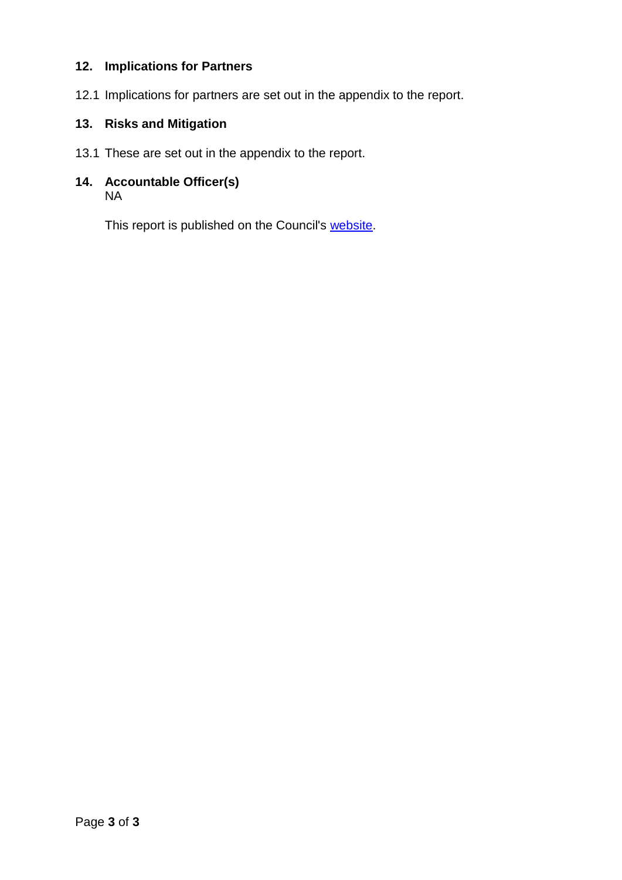## 12. Implications for Partners

12.1 Implications for partners are set out in the appendix to the report.

## 13. Risks and Mitigation

13.1 These are set out in the appendix to the report.

## 14. Accountable Officer(s)

NA

This report is published on the Council's website.